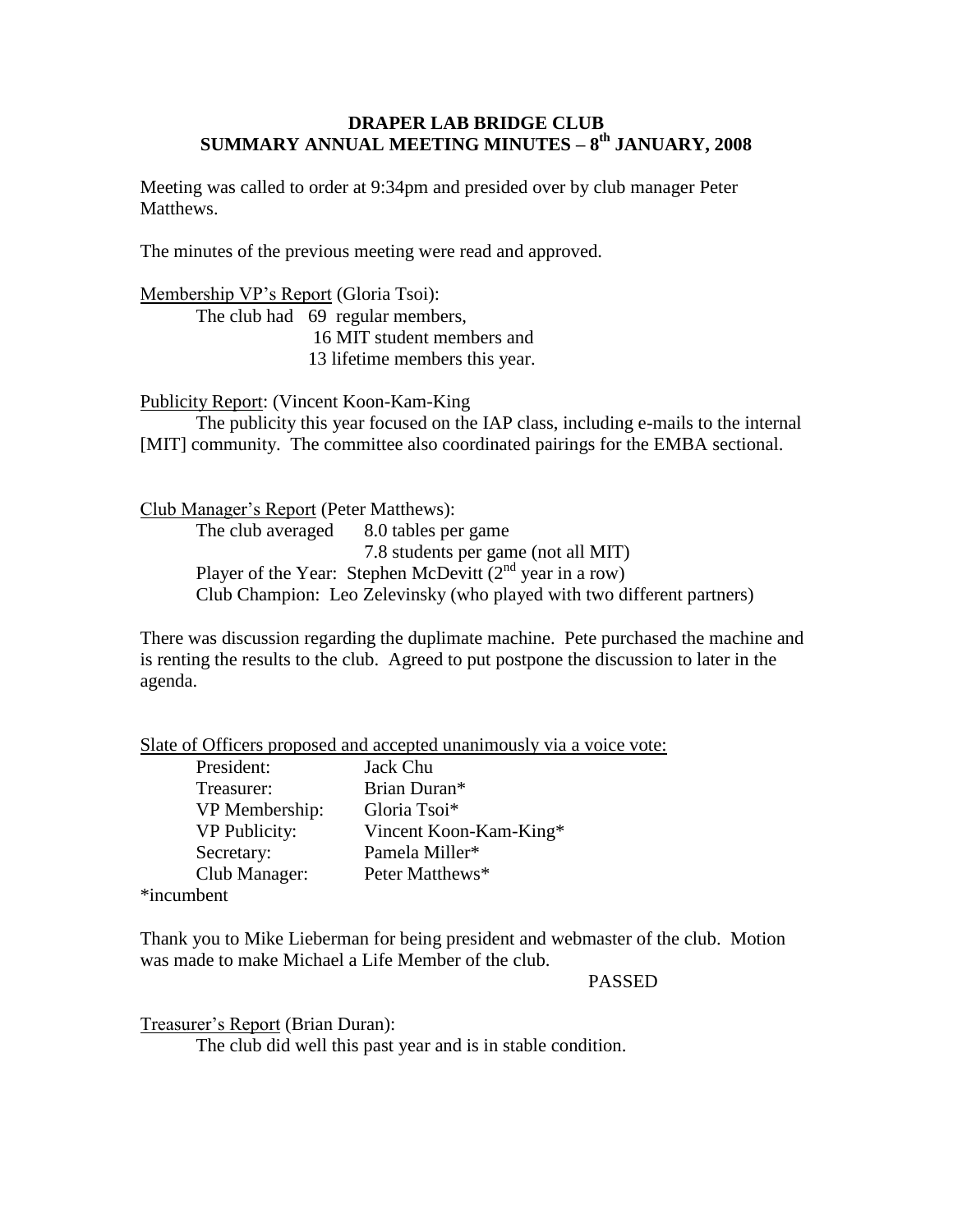**DRAPER LAB BRIDGE CLUB**
**SUMMARY ANNUAL MEETING MINUTES – 8th JANUARY, 2008**

Meeting was called to order at 9:34pm and presided over by club manager Peter Matthews.

The minutes of the previous meeting were read and approved.

Membership VP's Report (Gloria Tsoi):

The club had 69 regular members,
16 MIT student members and
13 lifetime members this year.

Publicity Report: (Vincent Koon-Kam-King

The publicity this year focused on the IAP class, including e-mails to the internal [MIT] community. The committee also coordinated pairings for the EMBA sectional.

Club Manager's Report (Peter Matthews):

The club averaged 8.0 tables per game
7.8 students per game (not all MIT)

Player of the Year: Stephen McDevitt (2nd year in a row)

Club Champion: Leo Zelevinsky (who played with two different partners)

There was discussion regarding the duplimate machine. Pete purchased the machine and is renting the results to the club. Agreed to put postpone the discussion to later in the agenda.

Slate of Officers proposed and accepted unanimously via a voice vote:

| | |
|---|---|
| President: | Jack Chu |
| Treasurer: | Brian Duran* |
| VP Membership: | Gloria Tsoi* |
| VP Publicity: | Vincent Koon-Kam-King* |
| Secretary: | Pamela Miller* |
| Club Manager: | Peter Matthews* |

*incumbent

Thank you to Mike Lieberman for being president and webmaster of the club. Motion was made to make Michael a Life Member of the club.

PASSED

Treasurer's Report (Brian Duran):

The club did well this past year and is in stable condition.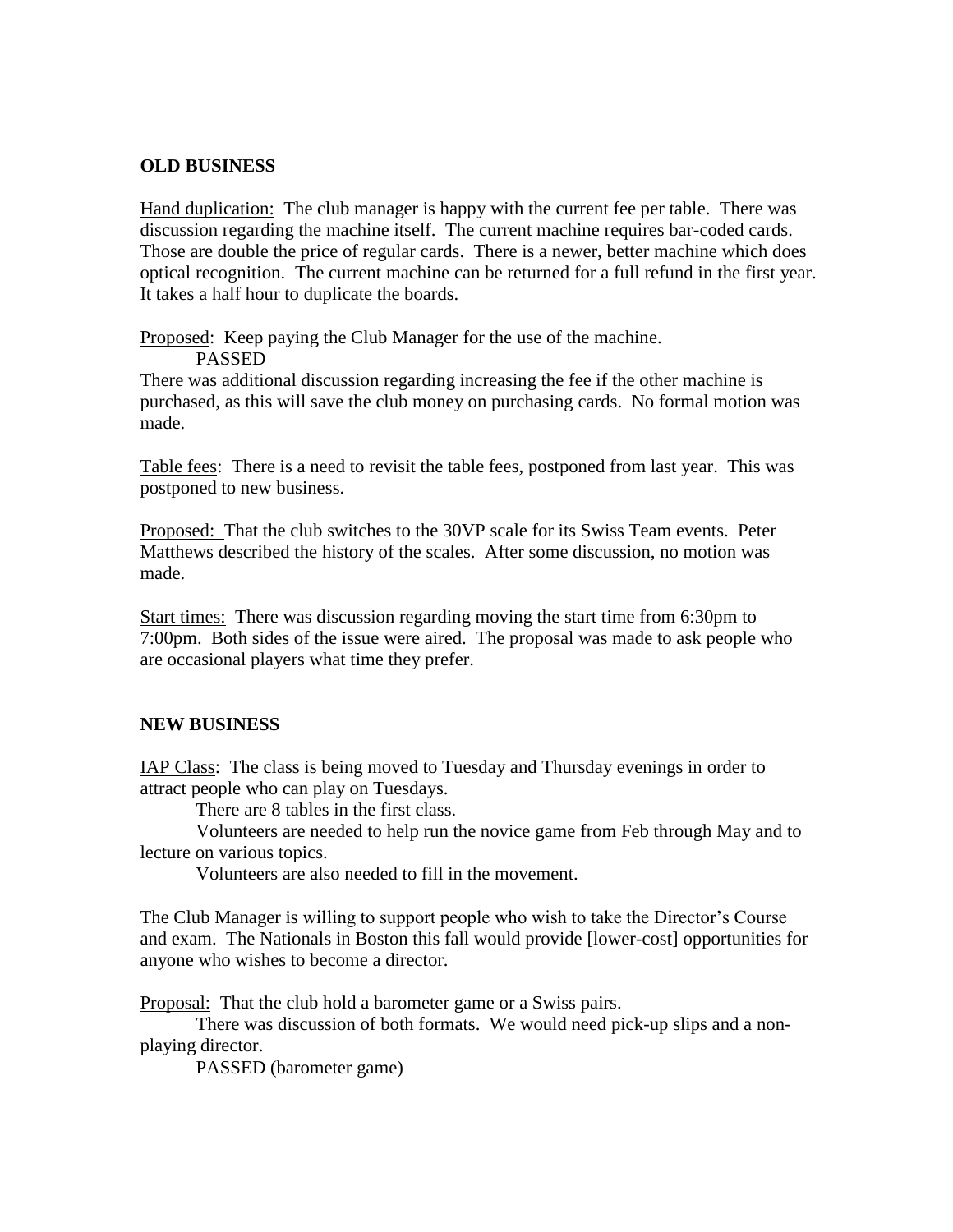## OLD BUSINESS

Hand duplication: The club manager is happy with the current fee per table. There was discussion regarding the machine itself. The current machine requires bar-coded cards. Those are double the price of regular cards. There is a newer, better machine which does optical recognition. The current machine can be returned for a full refund in the first year. It takes a half hour to duplicate the boards.

Proposed: Keep paying the Club Manager for the use of the machine.

PASSED

There was additional discussion regarding increasing the fee if the other machine is purchased, as this will save the club money on purchasing cards. No formal motion was made.

Table fees: There is a need to revisit the table fees, postponed from last year. This was postponed to new business.

Proposed: That the club switches to the 30VP scale for its Swiss Team events. Peter Matthews described the history of the scales. After some discussion, no motion was made.

Start times: There was discussion regarding moving the start time from 6:30pm to 7:00pm. Both sides of the issue were aired. The proposal was made to ask people who are occasional players what time they prefer.

## NEW BUSINESS

IAP Class: The class is being moved to Tuesday and Thursday evenings in order to attract people who can play on Tuesdays.

There are 8 tables in the first class.

Volunteers are needed to help run the novice game from Feb through May and to lecture on various topics.

Volunteers are also needed to fill in the movement.

The Club Manager is willing to support people who wish to take the Director's Course and exam. The Nationals in Boston this fall would provide [lower-cost] opportunities for anyone who wishes to become a director.

Proposal: That the club hold a barometer game or a Swiss pairs.

There was discussion of both formats. We would need pick-up slips and a non-playing director.

PASSED (barometer game)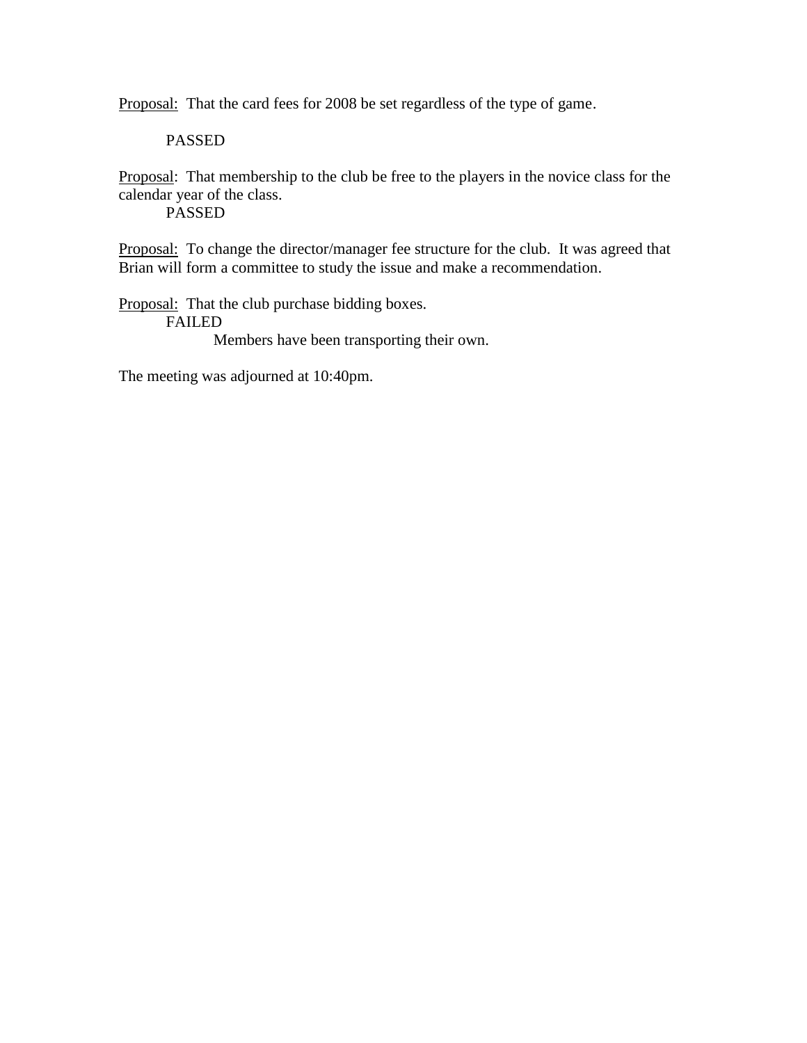<u>Proposal:</u> That the card fees for 2008 be set regardless of the type of game.

PASSED

<u>Proposal</u>: That membership to the club be free to the players in the novice class for the calendar year of the class.

PASSED

<u>Proposal:</u> To change the director/manager fee structure for the club. It was agreed that Brian will form a committee to study the issue and make a recommendation.

<u>Proposal:</u> That the club purchase bidding boxes.

FAILED

Members have been transporting their own.

The meeting was adjourned at 10:40pm.